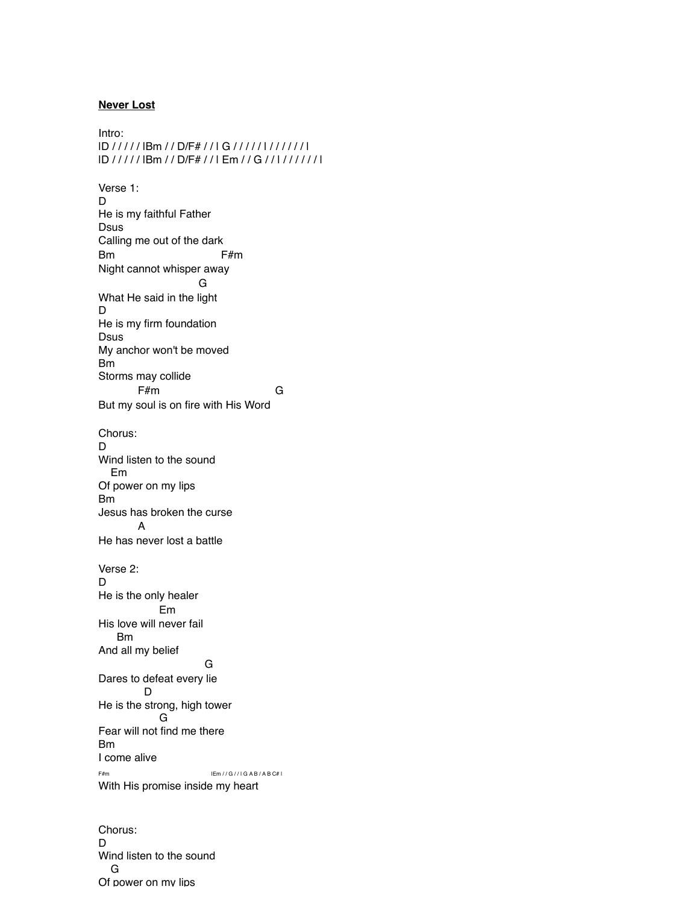**Never Lost**

Intro:
```
|D / / / / / |Bm / / D/F# / / | G / / / / / | / / / / / / |
|D / / / / / |Bm / / D/F# / / | Em / / G / / | / / / / / / |
```

Verse 1:
```
D
He is my faithful Father
Dsus
Calling me out of the dark
Bm                              F#m
Night cannot whisper away
                          G
What He said in the light
D
He is my firm foundation
Dsus
My anchor won't be moved
Bm
Storms may collide
          F#m                                G
But my soul is on fire with His Word
```

Chorus:
```
D
Wind listen to the sound
   Em
Of power on my lips
Bm
Jesus has broken the curse
          A
He has never lost a battle
```

Verse 2:
```
D
He is the only healer
               Em
His love will never fail
     Bm
And all my belief
                           G
Dares to defeat every lie
            D
He is the strong, high tower
               G
Fear will not find me there
Bm
I come alive
F#m                               |Em / / G / / | G A B / A B C# |
With His promise inside my heart
```

Chorus:
```
D
Wind listen to the sound
   G
Of power on my lips
```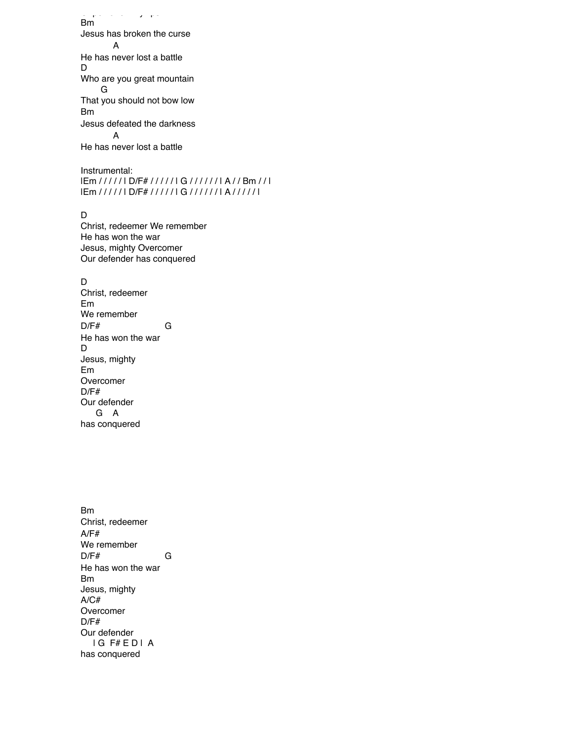Bm
Jesus has broken the curse
A
He has never lost a battle
D
Who are you great mountain
G
That you should not bow low
Bm
Jesus defeated the darkness
A
He has never lost a battle

Instrumental:
|Em / / / / / | D/F# / / / / / | G / / / / / / | A / / Bm / / |
|Em / / / / / | D/F# / / / / / | G / / / / / / | A / / / / / |

D
Christ, redeemer We remember
He has won the war
Jesus, mighty Overcomer
Our defender has conquered

D
Christ, redeemer
Em
We remember
D/F# G
He has won the war
D
Jesus, mighty
Em
Overcomer
D/F#
Our defender
G A
has conquered

Bm
Christ, redeemer
A/F#
We remember
D/F# G
He has won the war
Bm
Jesus, mighty
A/C#
Overcomer
D/F#
Our defender
| G F# E D | A
has conquered